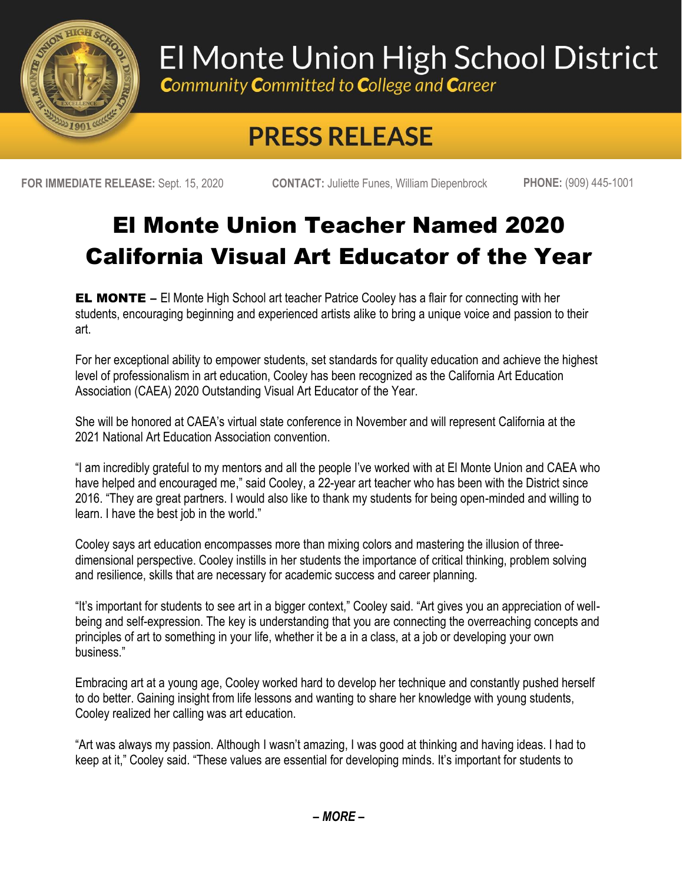# El Monte Union High School District

*Community Committed to College and Career*

## PRESS RELEASE

**FOR IMMEDIATE RELEASE:** Sept. 15, 2020 **CONTACT:** Juliette Funes, William Diepenbrock **PHONE:** (909) 445-1001

# El Monte Union Teacher Named 2020 California Visual Art Educator of the Year

**EL MONTE –** El Monte High School art teacher Patrice Cooley has a flair for connecting with her students, encouraging beginning and experienced artists alike to bring a unique voice and passion to their art.

For her exceptional ability to empower students, set standards for quality education and achieve the highest level of professionalism in art education, Cooley has been recognized as the California Art Education Association (CAEA) 2020 Outstanding Visual Art Educator of the Year.

She will be honored at CAEA's virtual state conference in November and will represent California at the 2021 National Art Education Association convention.

"I am incredibly grateful to my mentors and all the people I've worked with at El Monte Union and CAEA who have helped and encouraged me," said Cooley, a 22-year art teacher who has been with the District since 2016. "They are great partners. I would also like to thank my students for being open-minded and willing to learn. I have the best job in the world."

Cooley says art education encompasses more than mixing colors and mastering the illusion of three-dimensional perspective. Cooley instills in her students the importance of critical thinking, problem solving and resilience, skills that are necessary for academic success and career planning.

"It's important for students to see art in a bigger context," Cooley said. "Art gives you an appreciation of well-being and self-expression. The key is understanding that you are connecting the overreaching concepts and principles of art to something in your life, whether it be a in a class, at a job or developing your own business."

Embracing art at a young age, Cooley worked hard to develop her technique and constantly pushed herself to do better. Gaining insight from life lessons and wanting to share her knowledge with young students, Cooley realized her calling was art education.

"Art was always my passion. Although I wasn't amazing, I was good at thinking and having ideas. I had to keep at it," Cooley said. "These values are essential for developing minds. It's important for students to

***– MORE –***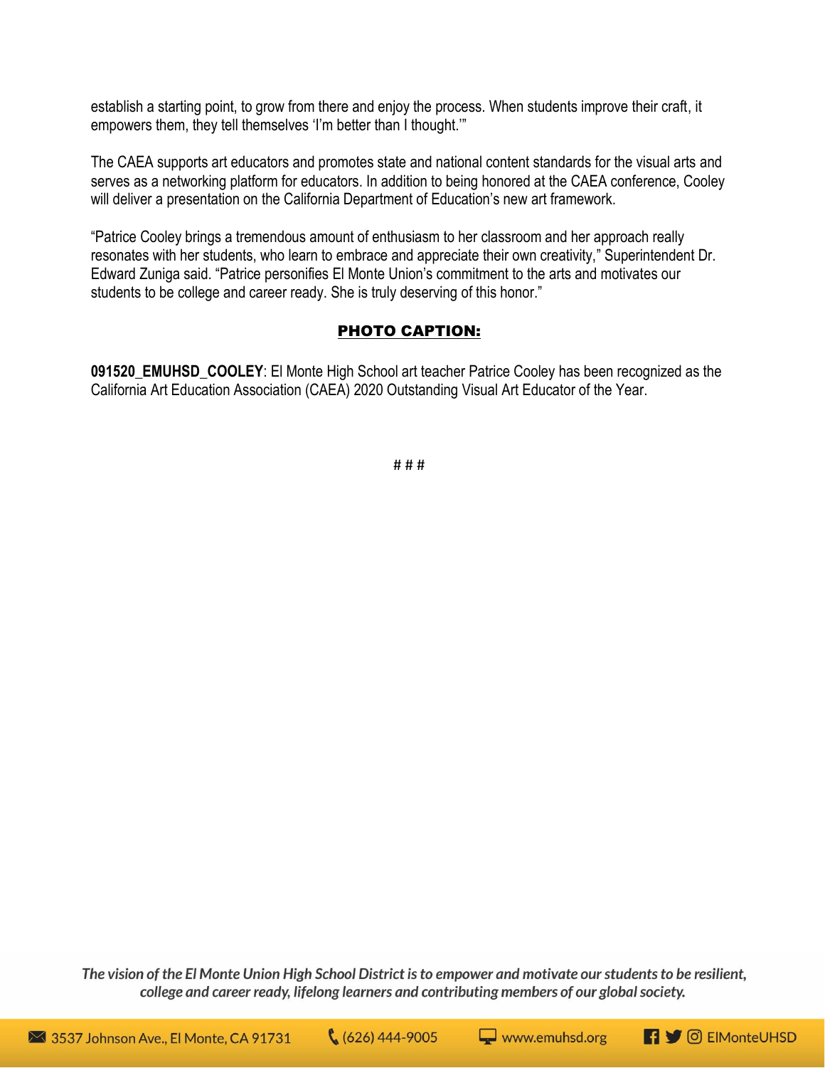establish a starting point, to grow from there and enjoy the process. When students improve their craft, it empowers them, they tell themselves 'I'm better than I thought.'"

The CAEA supports art educators and promotes state and national content standards for the visual arts and serves as a networking platform for educators. In addition to being honored at the CAEA conference, Cooley will deliver a presentation on the California Department of Education's new art framework.

"Patrice Cooley brings a tremendous amount of enthusiasm to her classroom and her approach really resonates with her students, who learn to embrace and appreciate their own creativity," Superintendent Dr. Edward Zuniga said. "Patrice personifies El Monte Union's commitment to the arts and motivates our students to be college and career ready. She is truly deserving of this honor."

**PHOTO CAPTION:**

**091520_EMUHSD_COOLEY**: El Monte High School art teacher Patrice Cooley has been recognized as the California Art Education Association (CAEA) 2020 Outstanding Visual Art Educator of the Year.

# # #

*The vision of the El Monte Union High School District is to empower and motivate our students to be resilient, college and career ready, lifelong learners and contributing members of our global society.*

3537 Johnson Ave., El Monte, CA 91731 | (626) 444-9005 | www.emuhsd.org | ElMonteUHSD